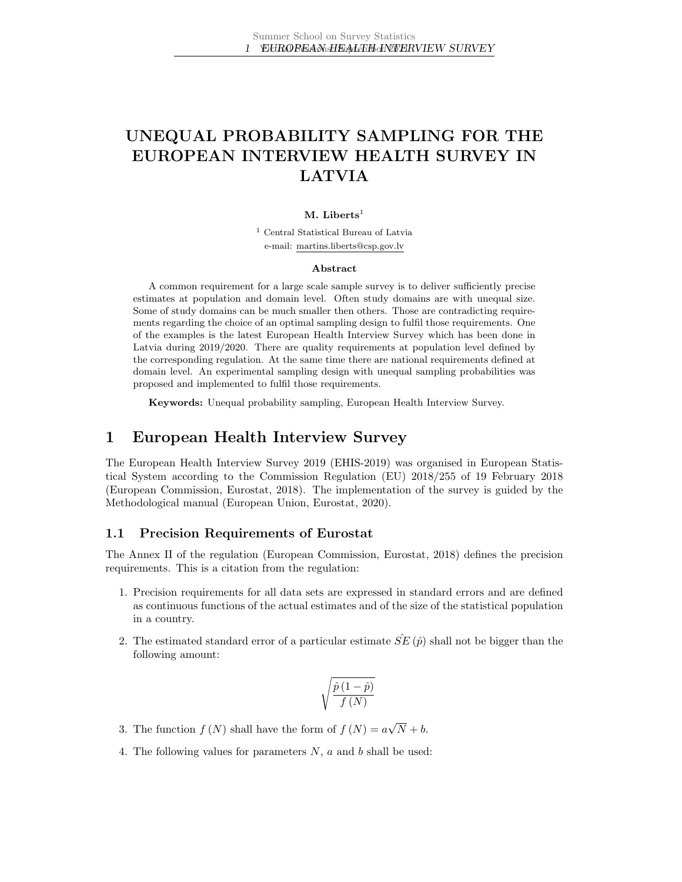# UNEQUAL PROBABILITY SAMPLING FOR THE EUROPEAN INTERVIEW HEALTH SURVEY IN LATVIA

**M. Liberts**[1]

[1] Central Statistical Bureau of Latvia
e-mail: martins.liberts@csp.gov.lv

**Abstract**

A common requirement for a large scale sample survey is to deliver sufficiently precise estimates at population and domain level. Often study domains are with unequal size. Some of study domains can be much smaller then others. Those are contradicting requirements regarding the choice of an optimal sampling design to fulfil those requirements. One of the examples is the latest European Health Interview Survey which has been done in Latvia during 2019/2020. There are quality requirements at population level defined by the corresponding regulation. At the same time there are national requirements defined at domain level. An experimental sampling design with unequal sampling probabilities was proposed and implemented to fulfil those requirements.

**Keywords:** Unequal probability sampling, European Health Interview Survey.

## 1 European Health Interview Survey

The European Health Interview Survey 2019 (EHIS-2019) was organised in European Statistical System according to the Commission Regulation (EU) 2018/255 of 19 February 2018 (European Commission, Eurostat, 2018). The implementation of the survey is guided by the Methodological manual (European Union, Eurostat, 2020).

### 1.1 Precision Requirements of Eurostat

The Annex II of the regulation (European Commission, Eurostat, 2018) defines the precision requirements. This is a citation from the regulation:

1. Precision requirements for all data sets are expressed in standard errors and are defined as continuous functions of the actual estimates and of the size of the statistical population in a country.
2. The estimated standard error of a particular estimate $\hat{SE}(\hat{p})$ shall not be bigger than the following amount:

$$\sqrt{\frac{\hat{p}(1-\hat{p})}{f(N)}}$$

3. The function $f(N)$ shall have the form of $f(N) = a\sqrt{N} + b$.
4. The following values for parameters $N$, $a$ and $b$ shall be used: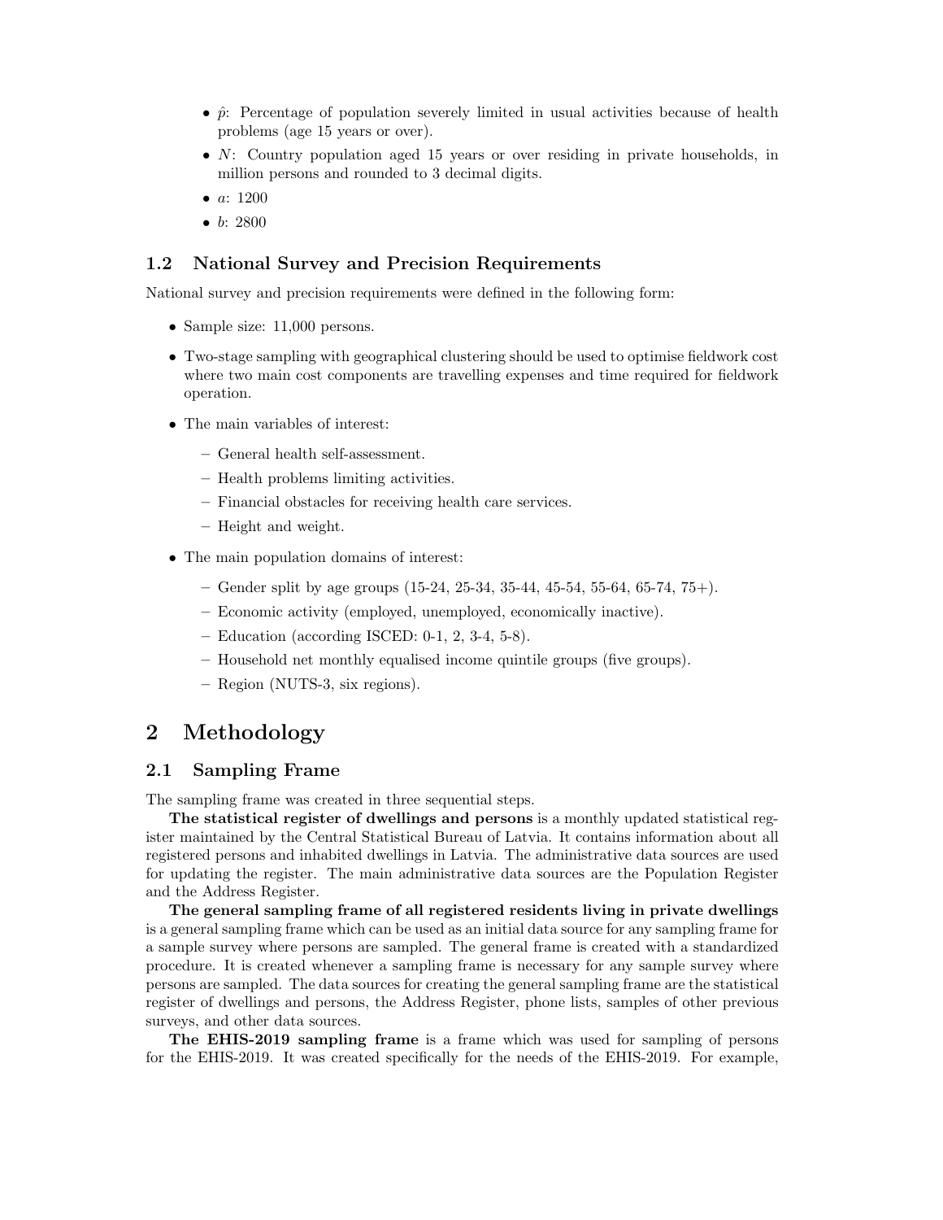- $\hat{p}$: Percentage of population severely limited in usual activities because of health problems (age 15 years or over).
- $N$: Country population aged 15 years or over residing in private households, in million persons and rounded to 3 decimal digits.
- $a$: 1200
- $b$: 2800

### 1.2 National Survey and Precision Requirements

National survey and precision requirements were defined in the following form:

- Sample size: 11,000 persons.
- Two-stage sampling with geographical clustering should be used to optimise fieldwork cost where two main cost components are travelling expenses and time required for fieldwork operation.
- The main variables of interest:
  - General health self-assessment.
  - Health problems limiting activities.
  - Financial obstacles for receiving health care services.
  - Height and weight.
- The main population domains of interest:
  - Gender split by age groups (15-24, 25-34, 35-44, 45-54, 55-64, 65-74, 75+).
  - Economic activity (employed, unemployed, economically inactive).
  - Education (according ISCED: 0-1, 2, 3-4, 5-8).
  - Household net monthly equalised income quintile groups (five groups).
  - Region (NUTS-3, six regions).

## 2 Methodology

### 2.1 Sampling Frame

The sampling frame was created in three sequential steps.

**The statistical register of dwellings and persons** is a monthly updated statistical register maintained by the Central Statistical Bureau of Latvia. It contains information about all registered persons and inhabited dwellings in Latvia. The administrative data sources are used for updating the register. The main administrative data sources are the Population Register and the Address Register.

**The general sampling frame of all registered residents living in private dwellings** is a general sampling frame which can be used as an initial data source for any sampling frame for a sample survey where persons are sampled. The general frame is created with a standardized procedure. It is created whenever a sampling frame is necessary for any sample survey where persons are sampled. The data sources for creating the general sampling frame are the statistical register of dwellings and persons, the Address Register, phone lists, samples of other previous surveys, and other data sources.

**The EHIS-2019 sampling frame** is a frame which was used for sampling of persons for the EHIS-2019. It was created specifically for the needs of the EHIS-2019. For example,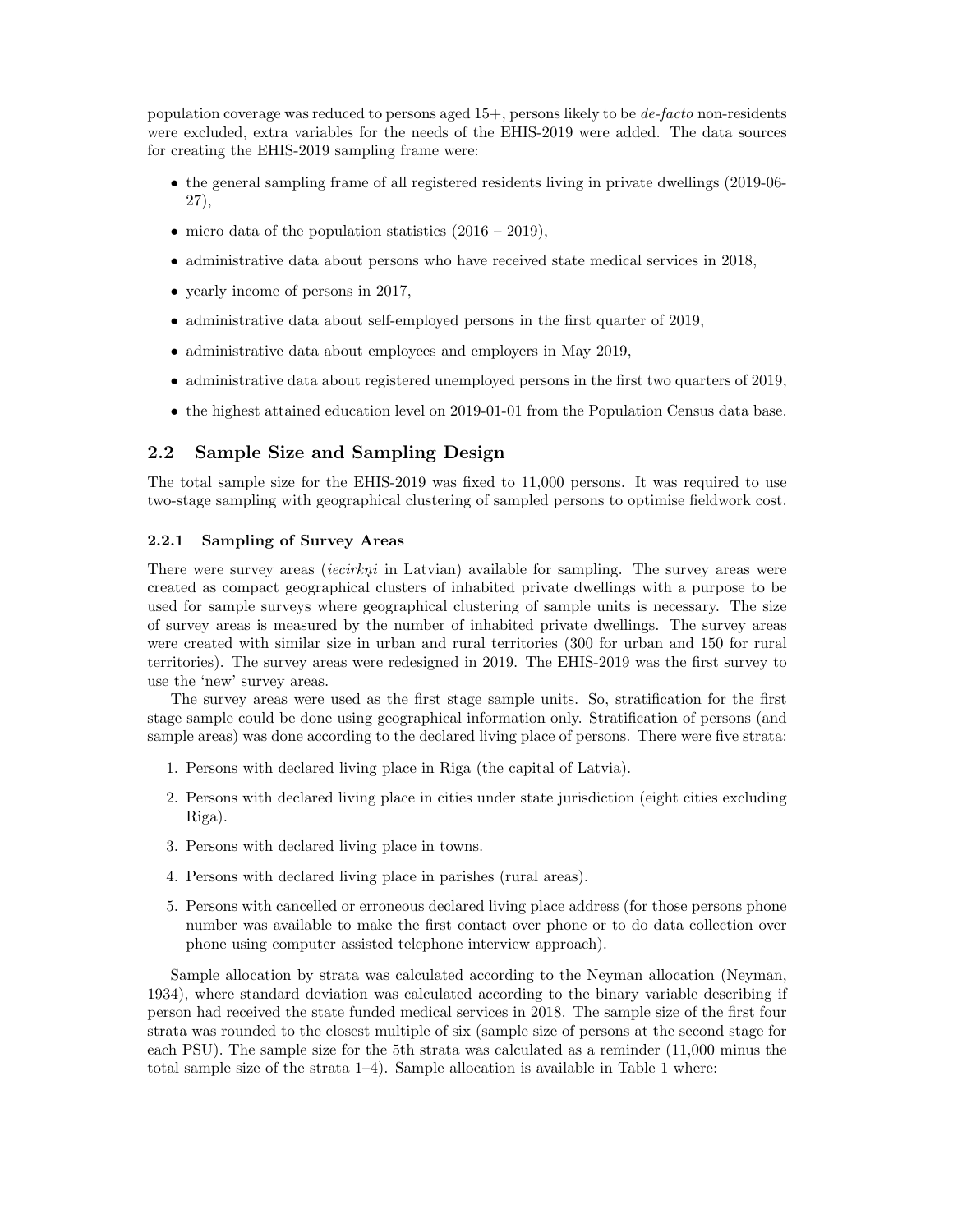population coverage was reduced to persons aged 15+, persons likely to be *de-facto* non-residents were excluded, extra variables for the needs of the EHIS-2019 were added. The data sources for creating the EHIS-2019 sampling frame were:

- the general sampling frame of all registered residents living in private dwellings (2019-06-27),
- micro data of the population statistics (2016 – 2019),
- administrative data about persons who have received state medical services in 2018,
- yearly income of persons in 2017,
- administrative data about self-employed persons in the first quarter of 2019,
- administrative data about employees and employers in May 2019,
- administrative data about registered unemployed persons in the first two quarters of 2019,
- the highest attained education level on 2019-01-01 from the Population Census data base.

## 2.2 Sample Size and Sampling Design

The total sample size for the EHIS-2019 was fixed to 11,000 persons. It was required to use two-stage sampling with geographical clustering of sampled persons to optimise fieldwork cost.

### 2.2.1 Sampling of Survey Areas

There were survey areas (*iecirkņi* in Latvian) available for sampling. The survey areas were created as compact geographical clusters of inhabited private dwellings with a purpose to be used for sample surveys where geographical clustering of sample units is necessary. The size of survey areas is measured by the number of inhabited private dwellings. The survey areas were created with similar size in urban and rural territories (300 for urban and 150 for rural territories). The survey areas were redesigned in 2019. The EHIS-2019 was the first survey to use the 'new' survey areas.

The survey areas were used as the first stage sample units. So, stratification for the first stage sample could be done using geographical information only. Stratification of persons (and sample areas) was done according to the declared living place of persons. There were five strata:

1. Persons with declared living place in Riga (the capital of Latvia).
2. Persons with declared living place in cities under state jurisdiction (eight cities excluding Riga).
3. Persons with declared living place in towns.
4. Persons with declared living place in parishes (rural areas).
5. Persons with cancelled or erroneous declared living place address (for those persons phone number was available to make the first contact over phone or to do data collection over phone using computer assisted telephone interview approach).

Sample allocation by strata was calculated according to the Neyman allocation (Neyman, 1934), where standard deviation was calculated according to the binary variable describing if person had received the state funded medical services in 2018. The sample size of the first four strata was rounded to the closest multiple of six (sample size of persons at the second stage for each PSU). The sample size for the 5th strata was calculated as a reminder (11,000 minus the total sample size of the strata 1–4). Sample allocation is available in Table 1 where: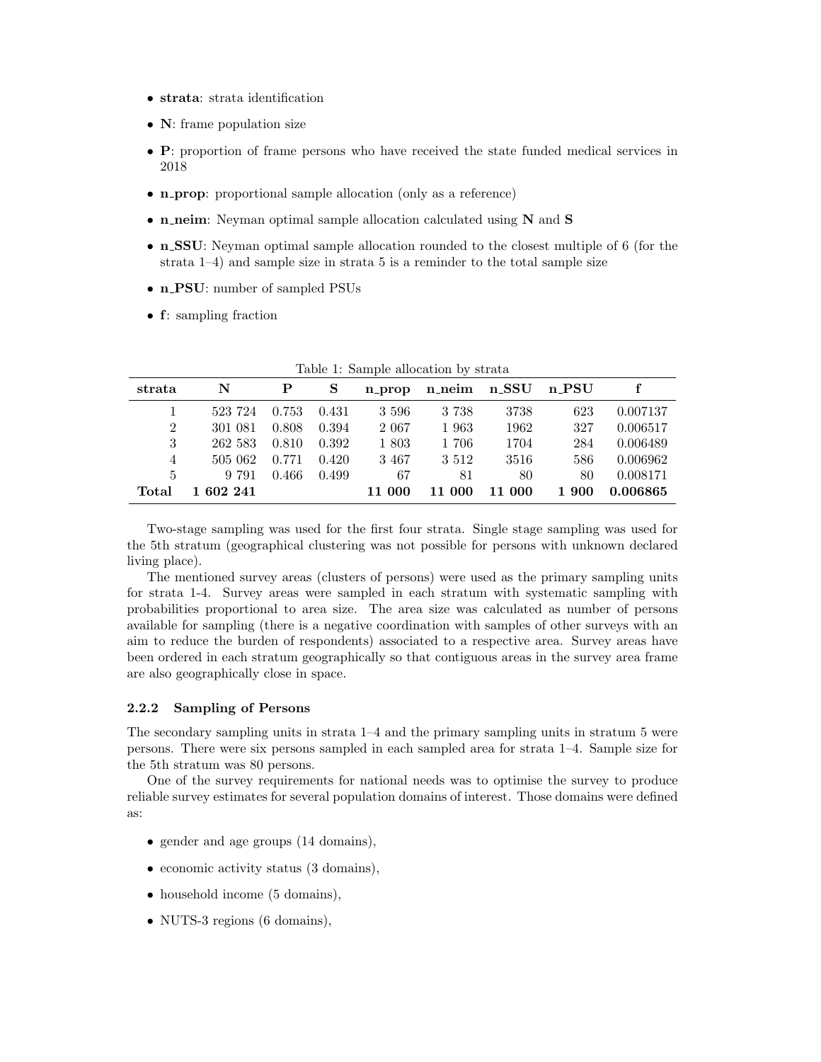- **strata**: strata identification
- **N**: frame population size
- **P**: proportion of frame persons who have received the state funded medical services in 2018
- **n_prop**: proportional sample allocation (only as a reference)
- **n_neim**: Neyman optimal sample allocation calculated using **N** and **S**
- **n_SSU**: Neyman optimal sample allocation rounded to the closest multiple of 6 (for the strata 1–4) and sample size in strata 5 is a reminder to the total sample size
- **n_PSU**: number of sampled PSUs
- **f**: sampling fraction

Table 1: Sample allocation by strata

| strata | N | P | S | n_prop | n_neim | n_SSU | n_PSU | f |
|---|---|---|---|---|---|---|---|---|
| 1 | 523 724 | 0.753 | 0.431 | 3 596 | 3 738 | 3738 | 623 | 0.007137 |
| 2 | 301 081 | 0.808 | 0.394 | 2 067 | 1 963 | 1962 | 327 | 0.006517 |
| 3 | 262 583 | 0.810 | 0.392 | 1 803 | 1 706 | 1704 | 284 | 0.006489 |
| 4 | 505 062 | 0.771 | 0.420 | 3 467 | 3 512 | 3516 | 586 | 0.006962 |
| 5 | 9 791 | 0.466 | 0.499 | 67 | 81 | 80 | 80 | 0.008171 |
| **Total** | **1 602 241** | | | **11 000** | **11 000** | **11 000** | **1 900** | **0.006865** |

Two-stage sampling was used for the first four strata. Single stage sampling was used for the 5th stratum (geographical clustering was not possible for persons with unknown declared living place).

The mentioned survey areas (clusters of persons) were used as the primary sampling units for strata 1-4. Survey areas were sampled in each stratum with systematic sampling with probabilities proportional to area size. The area size was calculated as number of persons available for sampling (there is a negative coordination with samples of other surveys with an aim to reduce the burden of respondents) associated to a respective area. Survey areas have been ordered in each stratum geographically so that contiguous areas in the survey area frame are also geographically close in space.

### 2.2.2 Sampling of Persons

The secondary sampling units in strata 1–4 and the primary sampling units in stratum 5 were persons. There were six persons sampled in each sampled area for strata 1–4. Sample size for the 5th stratum was 80 persons.

One of the survey requirements for national needs was to optimise the survey to produce reliable survey estimates for several population domains of interest. Those domains were defined as:

- gender and age groups (14 domains),
- economic activity status (3 domains),
- household income (5 domains),
- NUTS-3 regions (6 domains),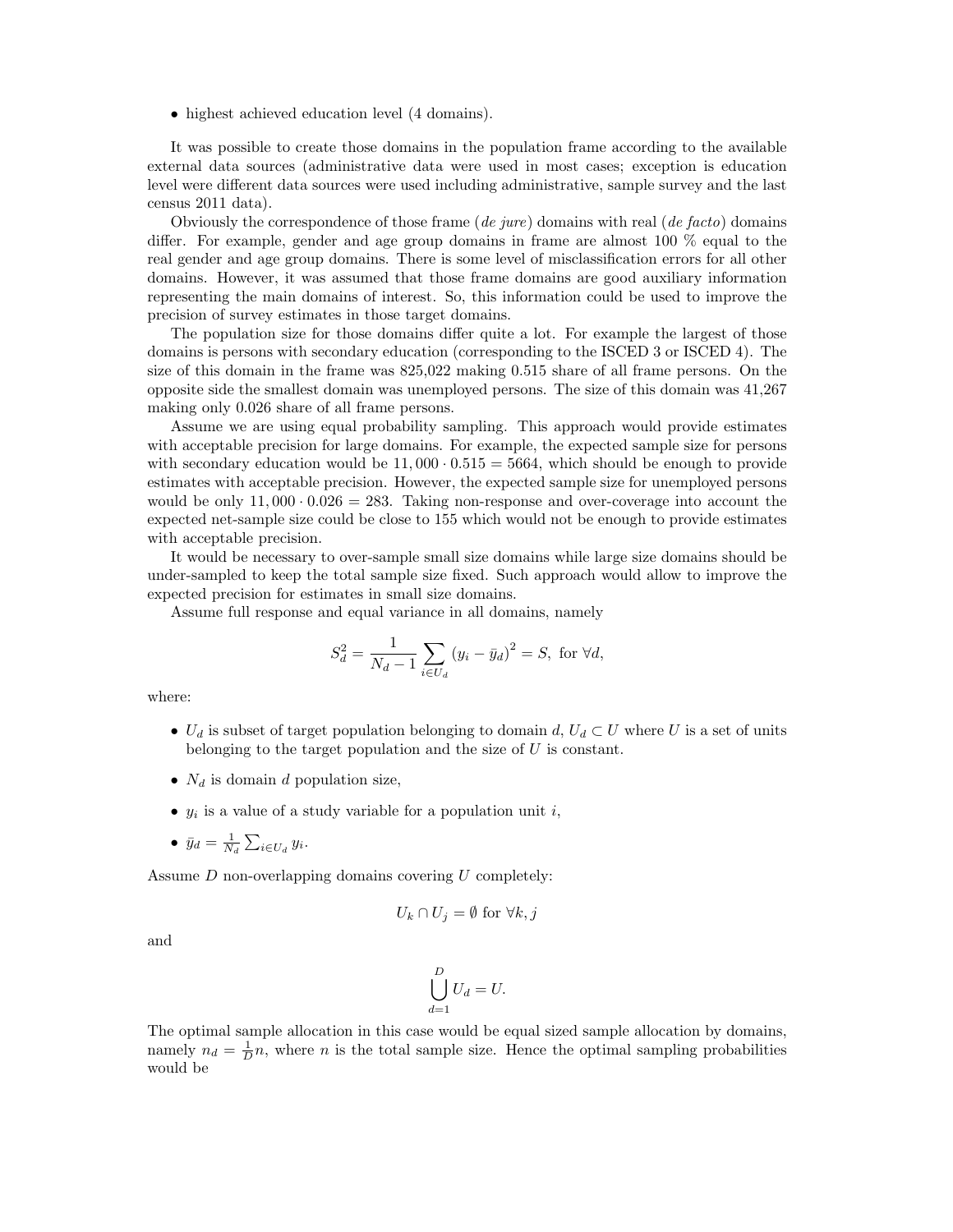- highest achieved education level (4 domains).

It was possible to create those domains in the population frame according to the available external data sources (administrative data were used in most cases; exception is education level were different data sources were used including administrative, sample survey and the last census 2011 data).

Obviously the correspondence of those frame (*de jure*) domains with real (*de facto*) domains differ. For example, gender and age group domains in frame are almost 100 % equal to the real gender and age group domains. There is some level of misclassification errors for all other domains. However, it was assumed that those frame domains are good auxiliary information representing the main domains of interest. So, this information could be used to improve the precision of survey estimates in those target domains.

The population size for those domains differ quite a lot. For example the largest of those domains is persons with secondary education (corresponding to the ISCED 3 or ISCED 4). The size of this domain in the frame was 825,022 making 0.515 share of all frame persons. On the opposite side the smallest domain was unemployed persons. The size of this domain was 41,267 making only 0.026 share of all frame persons.

Assume we are using equal probability sampling. This approach would provide estimates with acceptable precision for large domains. For example, the expected sample size for persons with secondary education would be $11,000 \cdot 0.515 = 5664$, which should be enough to provide estimates with acceptable precision. However, the expected sample size for unemployed persons would be only $11,000 \cdot 0.026 = 283$. Taking non-response and over-coverage into account the expected net-sample size could be close to 155 which would not be enough to provide estimates with acceptable precision.

It would be necessary to over-sample small size domains while large size domains should be under-sampled to keep the total sample size fixed. Such approach would allow to improve the expected precision for estimates in small size domains.

Assume full response and equal variance in all domains, namely

$$S_d^2 = \frac{1}{N_d - 1} \sum_{i \in U_d} \left(y_i - \bar{y}_d\right)^2 = S, \text{ for } \forall d,$$

where:

- $U_d$ is subset of target population belonging to domain $d$, $U_d \subset U$ where $U$ is a set of units belonging to the target population and the size of $U$ is constant.
- $N_d$ is domain $d$ population size,
- $y_i$ is a value of a study variable for a population unit $i$,
- $\bar{y}_d = \frac{1}{N_d} \sum_{i \in U_d} y_i$.

Assume $D$ non-overlapping domains covering $U$ completely:

$$U_k \cap U_j = \emptyset \text{ for } \forall k, j$$

and

$$\bigcup_{d=1}^{D} U_d = U.$$

The optimal sample allocation in this case would be equal sized sample allocation by domains, namely $n_d = \frac{1}{D} n$, where $n$ is the total sample size. Hence the optimal sampling probabilities would be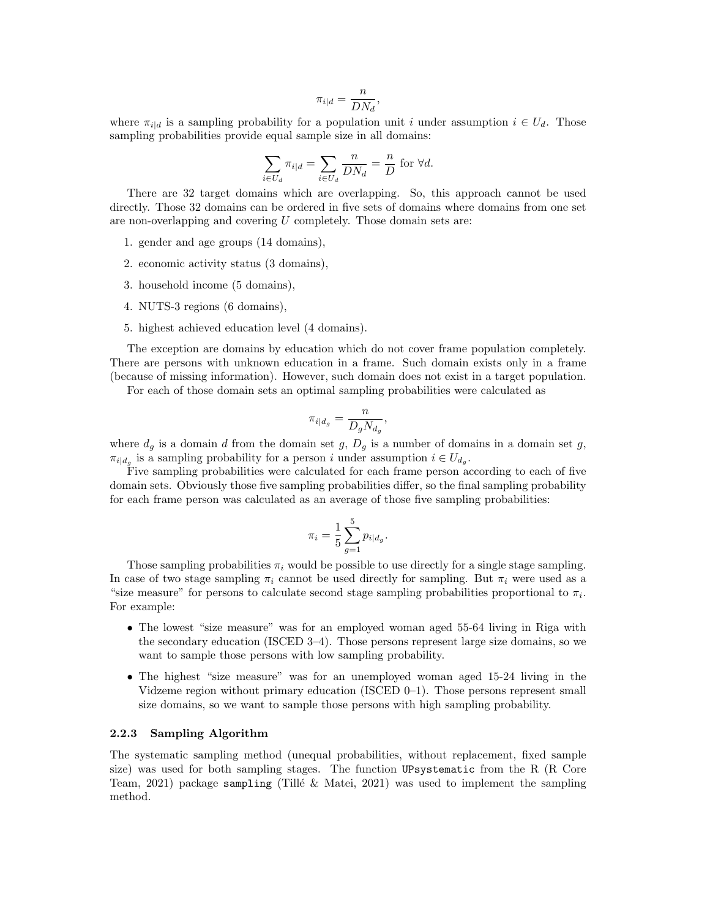$$\pi_{i|d} = \frac{n}{DN_d},$$

where $\pi_{i|d}$ is a sampling probability for a population unit $i$ under assumption $i \in U_d$. Those sampling probabilities provide equal sample size in all domains:

$$\sum_{i \in U_d} \pi_{i|d} = \sum_{i \in U_d} \frac{n}{DN_d} = \frac{n}{D} \text{ for } \forall d.$$

There are 32 target domains which are overlapping. So, this approach cannot be used directly. Those 32 domains can be ordered in five sets of domains where domains from one set are non-overlapping and covering $U$ completely. Those domain sets are:

1. gender and age groups (14 domains),
2. economic activity status (3 domains),
3. household income (5 domains),
4. NUTS-3 regions (6 domains),
5. highest achieved education level (4 domains).

The exception are domains by education which do not cover frame population completely. There are persons with unknown education in a frame. Such domain exists only in a frame (because of missing information). However, such domain does not exist in a target population.

For each of those domain sets an optimal sampling probabilities were calculated as

$$\pi_{i|d_g} = \frac{n}{D_g N_{d_g}},$$

where $d_g$ is a domain $d$ from the domain set $g$, $D_g$ is a number of domains in a domain set $g$, $\pi_{i|d_g}$ is a sampling probability for a person $i$ under assumption $i \in U_{d_g}$.

Five sampling probabilities were calculated for each frame person according to each of five domain sets. Obviously those five sampling probabilities differ, so the final sampling probability for each frame person was calculated as an average of those five sampling probabilities:

$$\pi_i = \frac{1}{5} \sum_{g=1}^{5} p_{i|d_g}.$$

Those sampling probabilities $\pi_i$ would be possible to use directly for a single stage sampling. In case of two stage sampling $\pi_i$ cannot be used directly for sampling. But $\pi_i$ were used as a "size measure" for persons to calculate second stage sampling probabilities proportional to $\pi_i$. For example:

- The lowest "size measure" was for an employed woman aged 55-64 living in Riga with the secondary education (ISCED 3–4). Those persons represent large size domains, so we want to sample those persons with low sampling probability.
- The highest "size measure" was for an unemployed woman aged 15-24 living in the Vidzeme region without primary education (ISCED 0–1). Those persons represent small size domains, so we want to sample those persons with high sampling probability.

### 2.2.3 Sampling Algorithm

The systematic sampling method (unequal probabilities, without replacement, fixed sample size) was used for both sampling stages. The function `UPsystematic` from the R (R Core Team, 2021) package `sampling` (Tillé & Matei, 2021) was used to implement the sampling method.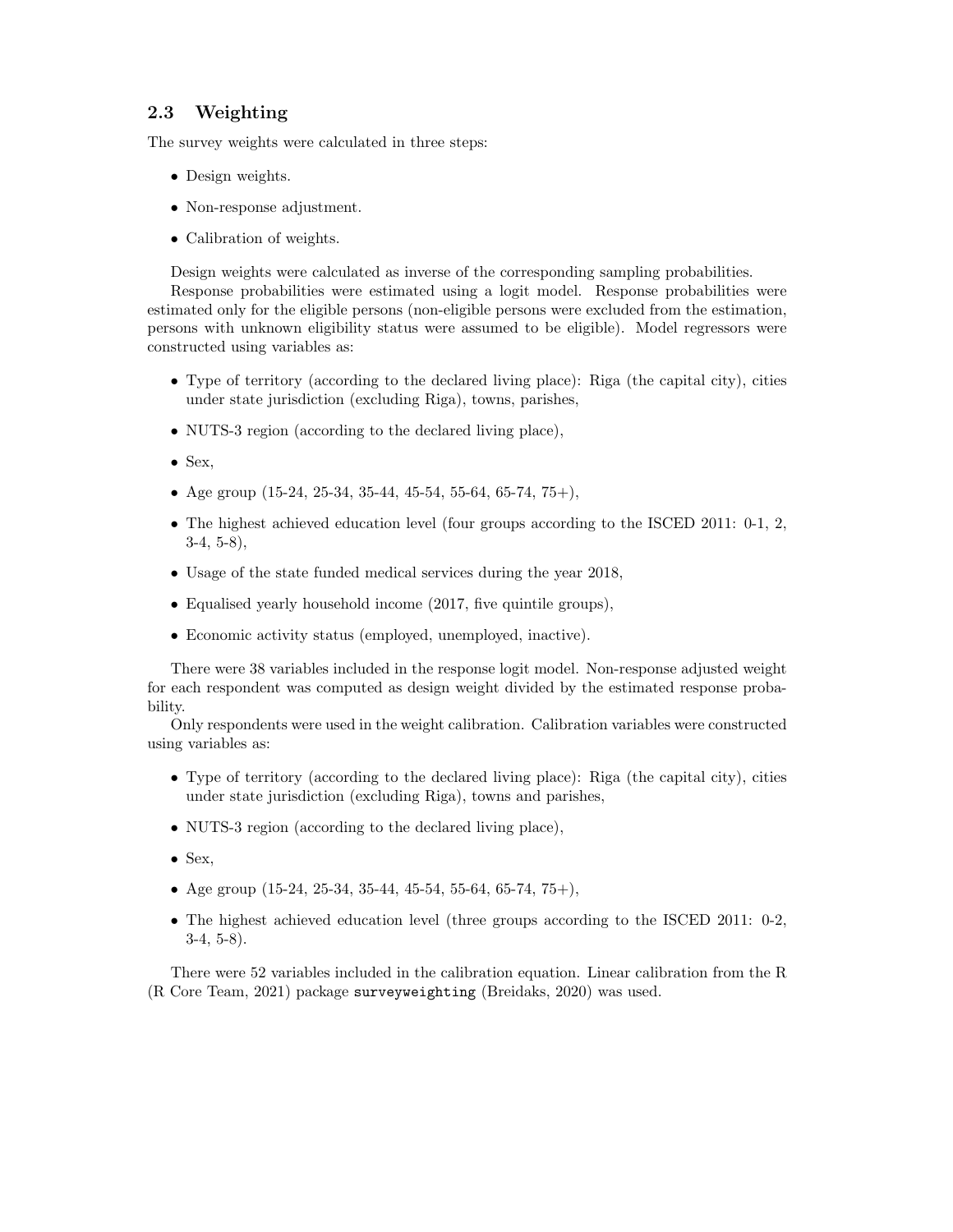## 2.3 Weighting

The survey weights were calculated in three steps:

- Design weights.
- Non-response adjustment.
- Calibration of weights.

Design weights were calculated as inverse of the corresponding sampling probabilities.

Response probabilities were estimated using a logit model. Response probabilities were estimated only for the eligible persons (non-eligible persons were excluded from the estimation, persons with unknown eligibility status were assumed to be eligible). Model regressors were constructed using variables as:

- Type of territory (according to the declared living place): Riga (the capital city), cities under state jurisdiction (excluding Riga), towns, parishes,
- NUTS-3 region (according to the declared living place),
- Sex,
- Age group (15-24, 25-34, 35-44, 45-54, 55-64, 65-74, 75+),
- The highest achieved education level (four groups according to the ISCED 2011: 0-1, 2, 3-4, 5-8),
- Usage of the state funded medical services during the year 2018,
- Equalised yearly household income (2017, five quintile groups),
- Economic activity status (employed, unemployed, inactive).

There were 38 variables included in the response logit model. Non-response adjusted weight for each respondent was computed as design weight divided by the estimated response probability.

Only respondents were used in the weight calibration. Calibration variables were constructed using variables as:

- Type of territory (according to the declared living place): Riga (the capital city), cities under state jurisdiction (excluding Riga), towns and parishes,
- NUTS-3 region (according to the declared living place),
- Sex,
- Age group (15-24, 25-34, 35-44, 45-54, 55-64, 65-74, 75+),
- The highest achieved education level (three groups according to the ISCED 2011: 0-2, 3-4, 5-8).

There were 52 variables included in the calibration equation. Linear calibration from the R (R Core Team, 2021) package `surveyweighting` (Breidaks, 2020) was used.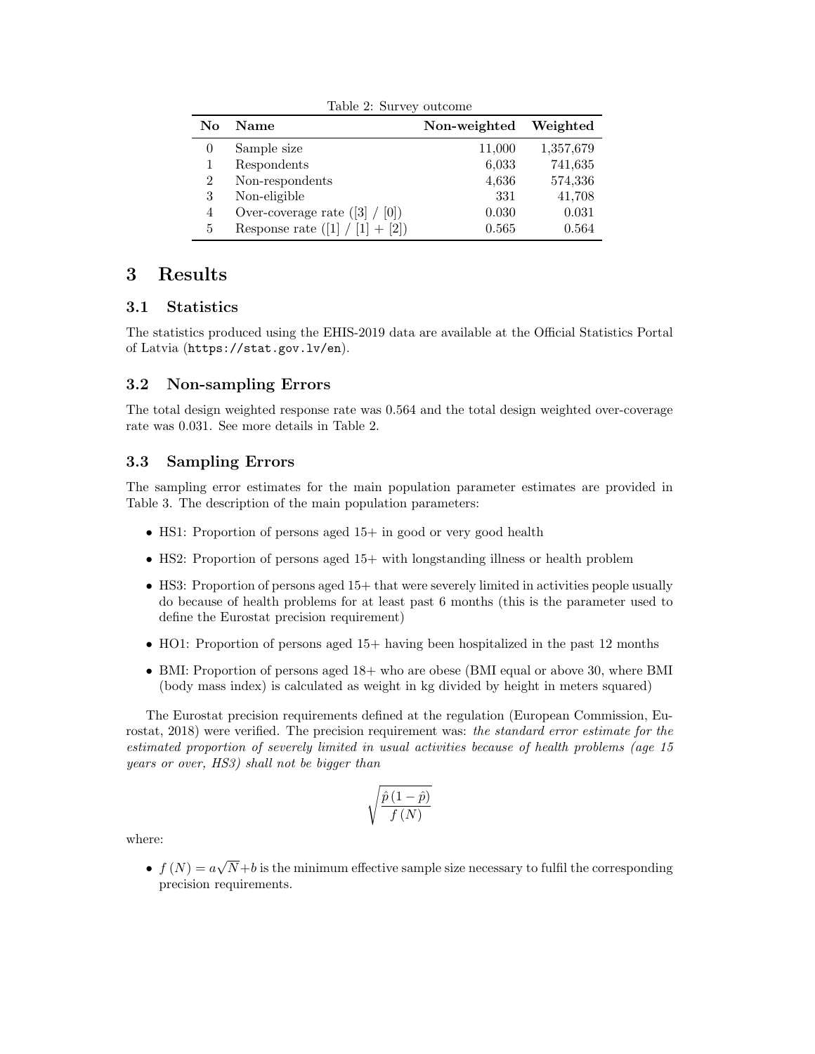Table 2: Survey outcome

| No | Name | Non-weighted | Weighted |
|---|---|---|---|
| 0 | Sample size | 11,000 | 1,357,679 |
| 1 | Respondents | 6,033 | 741,635 |
| 2 | Non-respondents | 4,636 | 574,336 |
| 3 | Non-eligible | 331 | 41,708 |
| 4 | Over-coverage rate ([3] / [0]) | 0.030 | 0.031 |
| 5 | Response rate ([1] / [1] + [2]) | 0.565 | 0.564 |

## 3 Results

### 3.1 Statistics

The statistics produced using the EHIS-2019 data are available at the Official Statistics Portal of Latvia (`https://stat.gov.lv/en`).

### 3.2 Non-sampling Errors

The total design weighted response rate was 0.564 and the total design weighted over-coverage rate was 0.031. See more details in Table 2.

### 3.3 Sampling Errors

The sampling error estimates for the main population parameter estimates are provided in Table 3. The description of the main population parameters:

- HS1: Proportion of persons aged 15+ in good or very good health
- HS2: Proportion of persons aged 15+ with longstanding illness or health problem
- HS3: Proportion of persons aged 15+ that were severely limited in activities people usually do because of health problems for at least past 6 months (this is the parameter used to define the Eurostat precision requirement)
- HO1: Proportion of persons aged 15+ having been hospitalized in the past 12 months
- BMI: Proportion of persons aged 18+ who are obese (BMI equal or above 30, where BMI (body mass index) is calculated as weight in kg divided by height in meters squared)

The Eurostat precision requirements defined at the regulation (European Commission, Eurostat, 2018) were verified. The precision requirement was: *the standard error estimate for the estimated proportion of severely limited in usual activities because of health problems (age 15 years or over, HS3) shall not be bigger than*

$$\sqrt{\frac{\hat{p}\,(1-\hat{p})}{f\,(N)}}$$

where:

- $f\,(N) = a\sqrt{N}+b$ is the minimum effective sample size necessary to fulfil the corresponding precision requirements.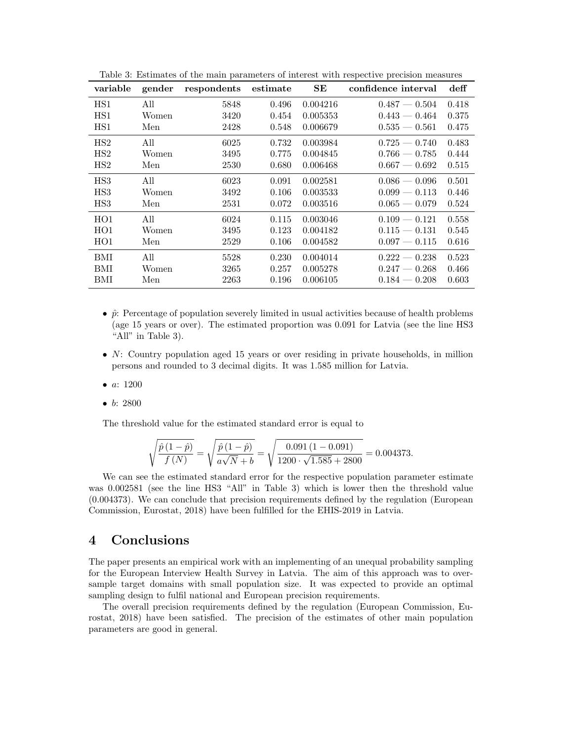Table 3: Estimates of the main parameters of interest with respective precision measures

| variable | gender | respondents | estimate | SE | confidence interval | deff |
|---|---|---|---|---|---|---|
| HS1 | All | 5848 | 0.496 | 0.004216 | 0.487 — 0.504 | 0.418 |
| HS1 | Women | 3420 | 0.454 | 0.005353 | 0.443 — 0.464 | 0.375 |
| HS1 | Men | 2428 | 0.548 | 0.006679 | 0.535 — 0.561 | 0.475 |
| HS2 | All | 6025 | 0.732 | 0.003984 | 0.725 — 0.740 | 0.483 |
| HS2 | Women | 3495 | 0.775 | 0.004845 | 0.766 — 0.785 | 0.444 |
| HS2 | Men | 2530 | 0.680 | 0.006468 | 0.667 — 0.692 | 0.515 |
| HS3 | All | 6023 | 0.091 | 0.002581 | 0.086 — 0.096 | 0.501 |
| HS3 | Women | 3492 | 0.106 | 0.003533 | 0.099 — 0.113 | 0.446 |
| HS3 | Men | 2531 | 0.072 | 0.003516 | 0.065 — 0.079 | 0.524 |
| HO1 | All | 6024 | 0.115 | 0.003046 | 0.109 — 0.121 | 0.558 |
| HO1 | Women | 3495 | 0.123 | 0.004182 | 0.115 — 0.131 | 0.545 |
| HO1 | Men | 2529 | 0.106 | 0.004582 | 0.097 — 0.115 | 0.616 |
| BMI | All | 5528 | 0.230 | 0.004014 | 0.222 — 0.238 | 0.523 |
| BMI | Women | 3265 | 0.257 | 0.005278 | 0.247 — 0.268 | 0.466 |
| BMI | Men | 2263 | 0.196 | 0.006105 | 0.184 — 0.208 | 0.603 |

- $\hat{p}$: Percentage of population severely limited in usual activities because of health problems (age 15 years or over). The estimated proportion was 0.091 for Latvia (see the line HS3 "All" in Table 3).
- $N$: Country population aged 15 years or over residing in private households, in million persons and rounded to 3 decimal digits. It was 1.585 million for Latvia.
- $a$: 1200
- $b$: 2800

The threshold value for the estimated standard error is equal to

$$\sqrt{\frac{\hat{p}\,(1-\hat{p})}{f\,(N)}} = \sqrt{\frac{\hat{p}\,(1-\hat{p})}{a\sqrt{N}+b}} = \sqrt{\frac{0.091\,(1-0.091)}{1200\cdot\sqrt{1.585}+2800}} = 0.004373.$$

We can see the estimated standard error for the respective population parameter estimate was 0.002581 (see the line HS3 "All" in Table 3) which is lower then the threshold value (0.004373). We can conclude that precision requirements defined by the regulation (European Commission, Eurostat, 2018) have been fulfilled for the EHIS-2019 in Latvia.

## 4 Conclusions

The paper presents an empirical work with an implementing of an unequal probability sampling for the European Interview Health Survey in Latvia. The aim of this approach was to over-sample target domains with small population size. It was expected to provide an optimal sampling design to fulfil national and European precision requirements.

The overall precision requirements defined by the regulation (European Commission, Eurostat, 2018) have been satisfied. The precision of the estimates of other main population parameters are good in general.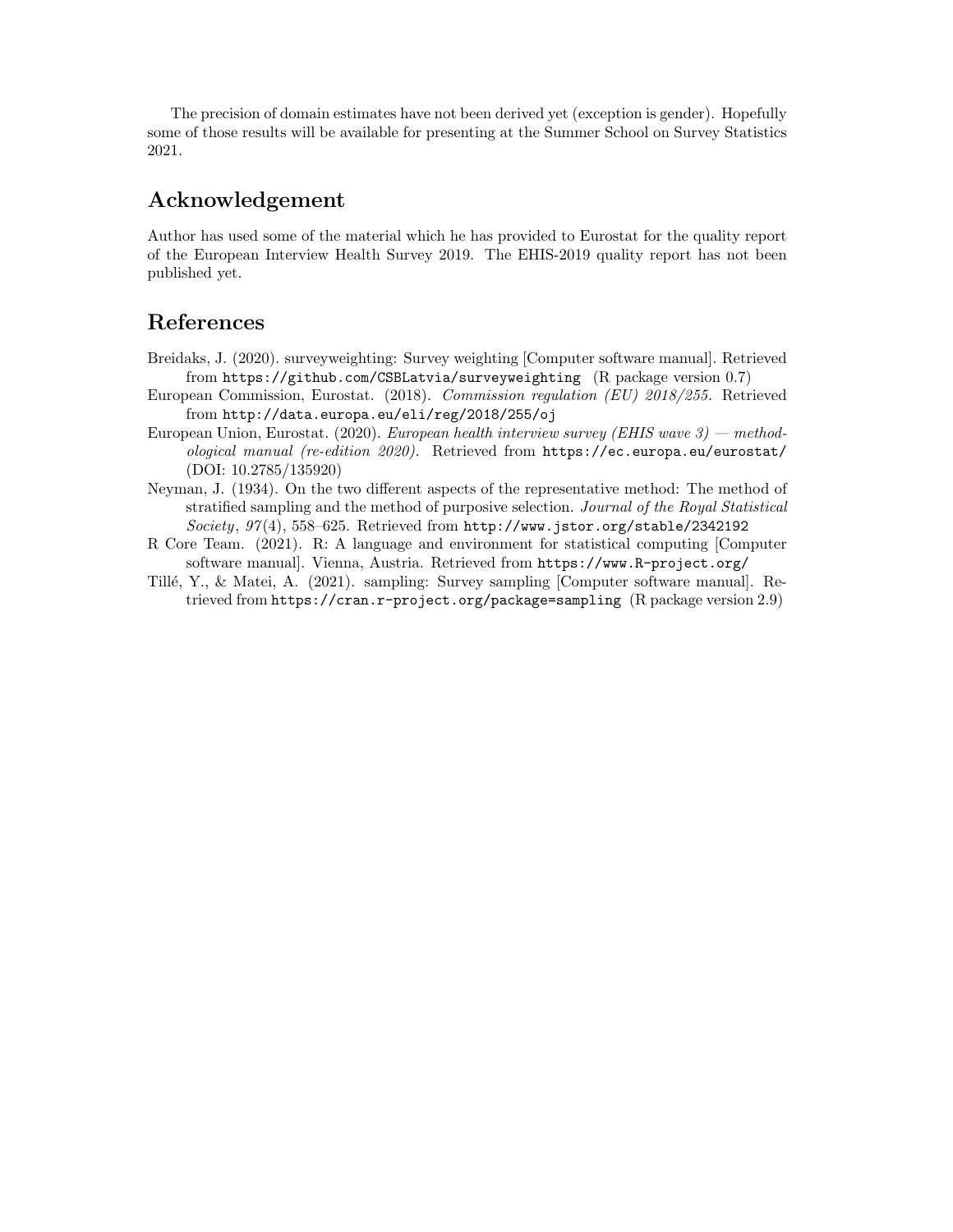The precision of domain estimates have not been derived yet (exception is gender). Hopefully some of those results will be available for presenting at the Summer School on Survey Statistics 2021.

## Acknowledgement

Author has used some of the material which he has provided to Eurostat for the quality report of the European Interview Health Survey 2019. The EHIS-2019 quality report has not been published yet.

## References

Breidaks, J. (2020). surveyweighting: Survey weighting [Computer software manual]. Retrieved from `https://github.com/CSBLatvia/surveyweighting` (R package version 0.7)

European Commission, Eurostat. (2018). *Commission regulation (EU) 2018/255.* Retrieved from `http://data.europa.eu/eli/reg/2018/255/oj`

European Union, Eurostat. (2020). *European health interview survey (EHIS wave 3) — methodological manual (re-edition 2020).* Retrieved from `https://ec.europa.eu/eurostat/` (DOI: 10.2785/135920)

Neyman, J. (1934). On the two different aspects of the representative method: The method of stratified sampling and the method of purposive selection. *Journal of the Royal Statistical Society*, *97*(4), 558–625. Retrieved from `http://www.jstor.org/stable/2342192`

R Core Team. (2021). R: A language and environment for statistical computing [Computer software manual]. Vienna, Austria. Retrieved from `https://www.R-project.org/`

Tillé, Y., & Matei, A. (2021). sampling: Survey sampling [Computer software manual]. Retrieved from `https://cran.r-project.org/package=sampling` (R package version 2.9)